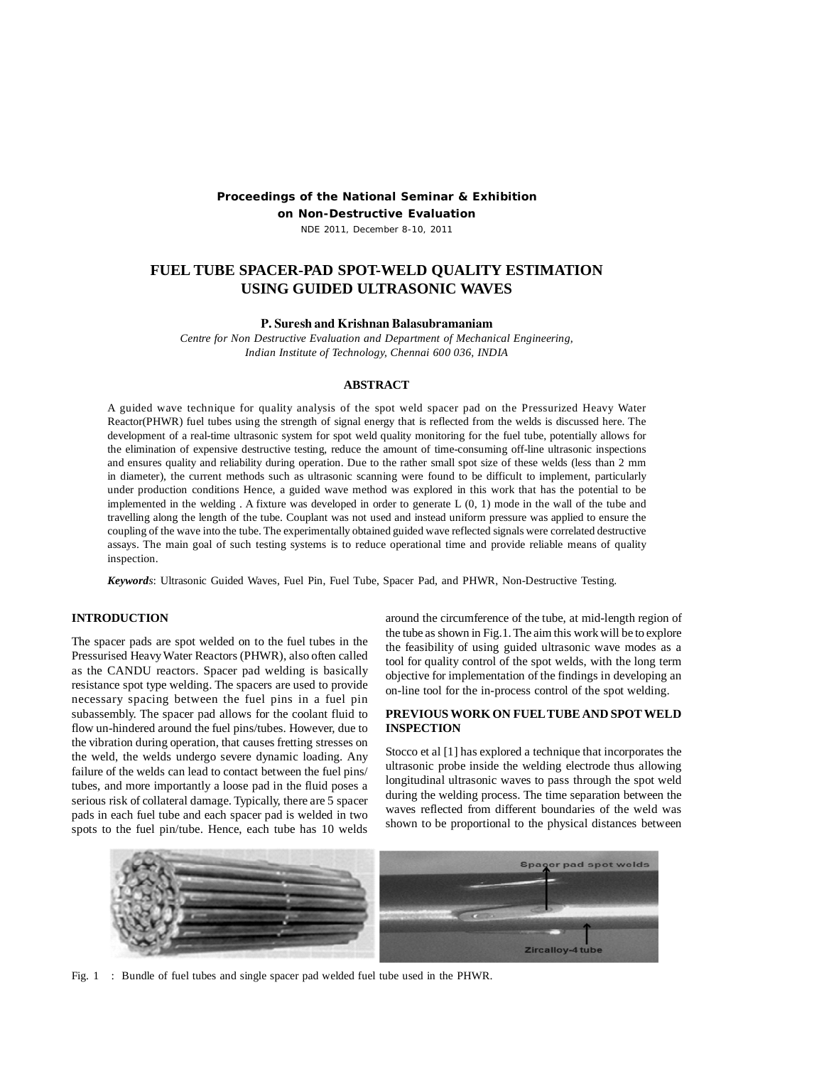**Proceedings of the National Seminar & Exhibition on Non-Destructive Evaluation**

NDE 2011, December 8-10, 2011

# FUEL TUBE SPACER-PAD SPOT-WELD QUALITY ESTIMATION USING GUIDED ULTRASONIC WAVES

**P. Suresh and Krishnan Balasubramaniam**

*Centre for Non Destructive Evaluation and Department of Mechanical Engineering, Indian Institute of Technology, Chennai 600 036, INDIA*

## ABSTRACT

A guided wave technique for quality analysis of the spot weld spacer pad on the Pressurized Heavy Water Reactor(PHWR) fuel tubes using the strength of signal energy that is reflected from the welds is discussed here. The development of a real-time ultrasonic system for spot weld quality monitoring for the fuel tube, potentially allows for the elimination of expensive destructive testing, reduce the amount of time-consuming off-line ultrasonic inspections and ensures quality and reliability during operation. Due to the rather small spot size of these welds (less than 2 mm in diameter), the current methods such as ultrasonic scanning were found to be difficult to implement, particularly under production conditions Hence, a guided wave method was explored in this work that has the potential to be implemented in the welding . A fixture was developed in order to generate L (0, 1) mode in the wall of the tube and travelling along the length of the tube. Couplant was not used and instead uniform pressure was applied to ensure the coupling of the wave into the tube. The experimentally obtained guided wave reflected signals were correlated destructive assays. The main goal of such testing systems is to reduce operational time and provide reliable means of quality inspection.

***Keywords***: Ultrasonic Guided Waves, Fuel Pin, Fuel Tube, Spacer Pad, and PHWR, Non-Destructive Testing.

## INTRODUCTION

The spacer pads are spot welded on to the fuel tubes in the Pressurised Heavy Water Reactors (PHWR), also often called as the CANDU reactors. Spacer pad welding is basically resistance spot type welding. The spacers are used to provide necessary spacing between the fuel pins in a fuel pin subassembly. The spacer pad allows for the coolant fluid to flow un-hindered around the fuel pins/tubes. However, due to the vibration during operation, that causes fretting stresses on the weld, the welds undergo severe dynamic loading. Any failure of the welds can lead to contact between the fuel pins/ tubes, and more importantly a loose pad in the fluid poses a serious risk of collateral damage. Typically, there are 5 spacer pads in each fuel tube and each spacer pad is welded in two spots to the fuel pin/tube. Hence, each tube has 10 welds around the circumference of the tube, at mid-length region of the tube as shown in Fig.1. The aim this work will be to explore the feasibility of using guided ultrasonic wave modes as a tool for quality control of the spot welds, with the long term objective for implementation of the findings in developing an on-line tool for the in-process control of the spot welding.

## PREVIOUS WORK ON FUEL TUBE AND SPOT WELD INSPECTION

Stocco et al [1] has explored a technique that incorporates the ultrasonic probe inside the welding electrode thus allowing longitudinal ultrasonic waves to pass through the spot weld during the welding process. The time separation between the waves reflected from different boundaries of the weld was shown to be proportional to the physical distances between

Fig. 1 : Bundle of fuel tubes and single spacer pad welded fuel tube used in the PHWR.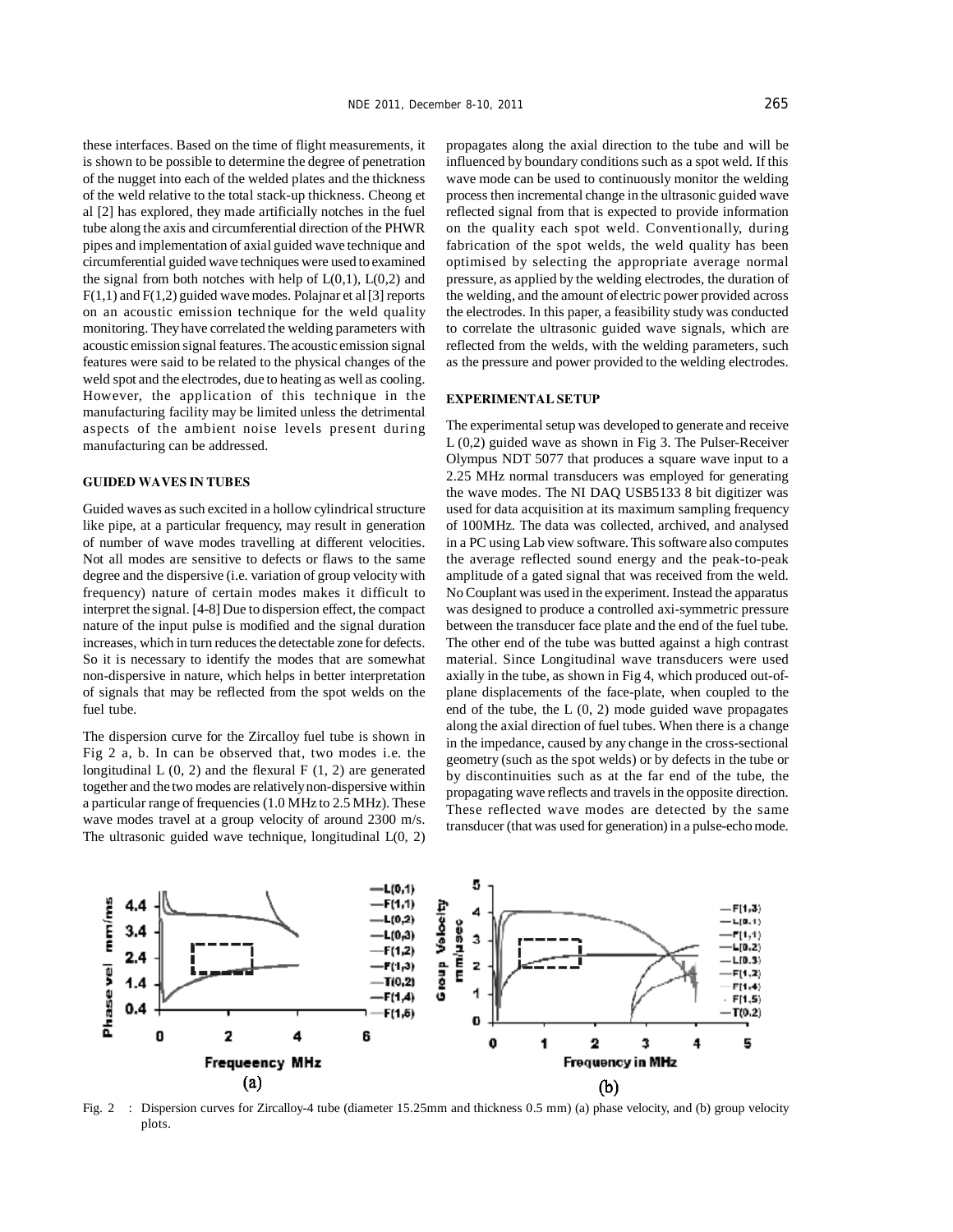these interfaces. Based on the time of flight measurements, it is shown to be possible to determine the degree of penetration of the nugget into each of the welded plates and the thickness of the weld relative to the total stack-up thickness. Cheong et al [2] has explored, they made artificially notches in the fuel tube along the axis and circumferential direction of the PHWR pipes and implementation of axial guided wave technique and circumferential guided wave techniques were used to examined the signal from both notches with help of L(0,1), L(0,2) and F(1,1) and F(1,2) guided wave modes. Polajnar et al [3] reports on an acoustic emission technique for the weld quality monitoring. They have correlated the welding parameters with acoustic emission signal features. The acoustic emission signal features were said to be related to the physical changes of the weld spot and the electrodes, due to heating as well as cooling. However, the application of this technique in the manufacturing facility may be limited unless the detrimental aspects of the ambient noise levels present during manufacturing can be addressed.

## GUIDED WAVES IN TUBES

Guided waves as such excited in a hollow cylindrical structure like pipe, at a particular frequency, may result in generation of number of wave modes travelling at different velocities. Not all modes are sensitive to defects or flaws to the same degree and the dispersive (i.e. variation of group velocity with frequency) nature of certain modes makes it difficult to interpret the signal. [4-8] Due to dispersion effect, the compact nature of the input pulse is modified and the signal duration increases, which in turn reduces the detectable zone for defects. So it is necessary to identify the modes that are somewhat non-dispersive in nature, which helps in better interpretation of signals that may be reflected from the spot welds on the fuel tube.

The dispersion curve for the Zircalloy fuel tube is shown in Fig 2 a, b. In can be observed that, two modes i.e. the longitudinal L (0, 2) and the flexural F (1, 2) are generated together and the two modes are relatively non-dispersive within a particular range of frequencies (1.0 MHz to 2.5 MHz). These wave modes travel at a group velocity of around 2300 m/s. The ultrasonic guided wave technique, longitudinal L(0, 2) propagates along the axial direction to the tube and will be influenced by boundary conditions such as a spot weld. If this wave mode can be used to continuously monitor the welding process then incremental change in the ultrasonic guided wave reflected signal from that is expected to provide information on the quality each spot weld. Conventionally, during fabrication of the spot welds, the weld quality has been optimised by selecting the appropriate average normal pressure, as applied by the welding electrodes, the duration of the welding, and the amount of electric power provided across the electrodes. In this paper, a feasibility study was conducted to correlate the ultrasonic guided wave signals, which are reflected from the welds, with the welding parameters, such as the pressure and power provided to the welding electrodes.

## EXPERIMENTAL SETUP

The experimental setup was developed to generate and receive L (0,2) guided wave as shown in Fig 3. The Pulser-Receiver Olympus NDT 5077 that produces a square wave input to a 2.25 MHz normal transducers was employed for generating the wave modes. The NI DAQ USB5133 8 bit digitizer was used for data acquisition at its maximum sampling frequency of 100MHz. The data was collected, archived, and analysed in a PC using Lab view software. This software also computes the average reflected sound energy and the peak-to-peak amplitude of a gated signal that was received from the weld. No Couplant was used in the experiment. Instead the apparatus was designed to produce a controlled axi-symmetric pressure between the transducer face plate and the end of the fuel tube. The other end of the tube was butted against a high contrast material. Since Longitudinal wave transducers were used axially in the tube, as shown in Fig 4, which produced out-of-plane displacements of the face-plate, when coupled to the end of the tube, the L (0, 2) mode guided wave propagates along the axial direction of fuel tubes. When there is a change in the impedance, caused by any change in the cross-sectional geometry (such as the spot welds) or by defects in the tube or by discontinuities such as at the far end of the tube, the propagating wave reflects and travels in the opposite direction. These reflected wave modes are detected by the same transducer (that was used for generation) in a pulse-echo mode.

Fig. 2 : Dispersion curves for Zircalloy-4 tube (diameter 15.25mm and thickness 0.5 mm) (a) phase velocity, and (b) group velocity plots.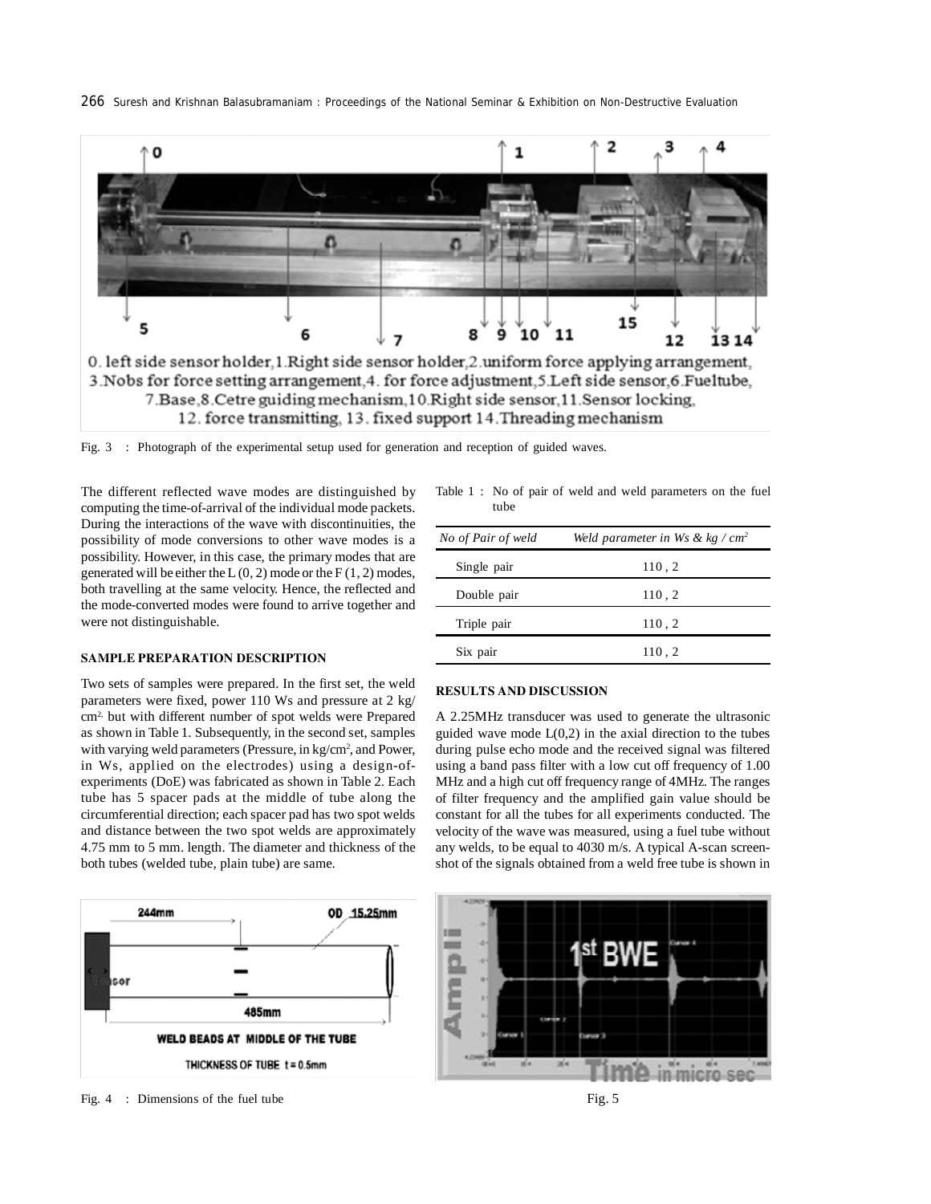0. left side sensor holder, 1. Right side sensor holder, 2. uniform force applying arrangement, 3. Nobs for force setting arrangement, 4. for force adjustment, 5. Left side sensor, 6. Fueltube, 7. Base, 8. Cetre guiding mechanism, 10. Right side sensor, 11. Sensor locking, 12. force transmitting, 13. fixed support 14. Threading mechanism

Fig. 3 : Photograph of the experimental setup used for generation and reception of guided waves.

The different reflected wave modes are distinguished by computing the time-of-arrival of the individual mode packets. During the interactions of the wave with discontinuities, the possibility of mode conversions to other wave modes is a possibility. However, in this case, the primary modes that are generated will be either the L (0, 2) mode or the F (1, 2) modes, both travelling at the same velocity. Hence, the reflected and the mode-converted modes were found to arrive together and were not distinguishable.

## SAMPLE PREPARATION DESCRIPTION

Two sets of samples were prepared. In the first set, the weld parameters were fixed, power 110 Ws and pressure at 2 kg/cm$^2$ but with different number of spot welds were Prepared as shown in Table 1. Subsequently, in the second set, samples with varying weld parameters (Pressure, in kg/cm$^2$, and Power, in Ws, applied on the electrodes) using a design-of-experiments (DoE) was fabricated as shown in Table 2. Each tube has 5 spacer pads at the middle of tube along the circumferential direction; each spacer pad has two spot welds and distance between the two spot welds are approximately 4.75 mm to 5 mm. length. The diameter and thickness of the both tubes (welded tube, plain tube) are same.

Table 1 : No of pair of weld and weld parameters on the fuel tube

| *No of Pair of weld* | *Weld parameter in Ws & kg / cm$^2$* |
|---|---|
| Single pair | 110 , 2 |
| Double pair | 110 , 2 |
| Triple pair | 110 , 2 |
| Six pair | 110 , 2 |

## RESULTS AND DISCUSSION

A 2.25MHz transducer was used to generate the ultrasonic guided wave mode L(0,2) in the axial direction to the tubes during pulse echo mode and the received signal was filtered using a band pass filter with a low cut off frequency of 1.00 MHz and a high cut off frequency range of 4MHz. The ranges of filter frequency and the amplified gain value should be constant for all the tubes for all experiments conducted. The velocity of the wave was measured, using a fuel tube without any welds, to be equal to 4030 m/s. A typical A-scan screen-shot of the signals obtained from a weld free tube is shown in

Fig. 4 : Dimensions of the fuel tube

Fig. 5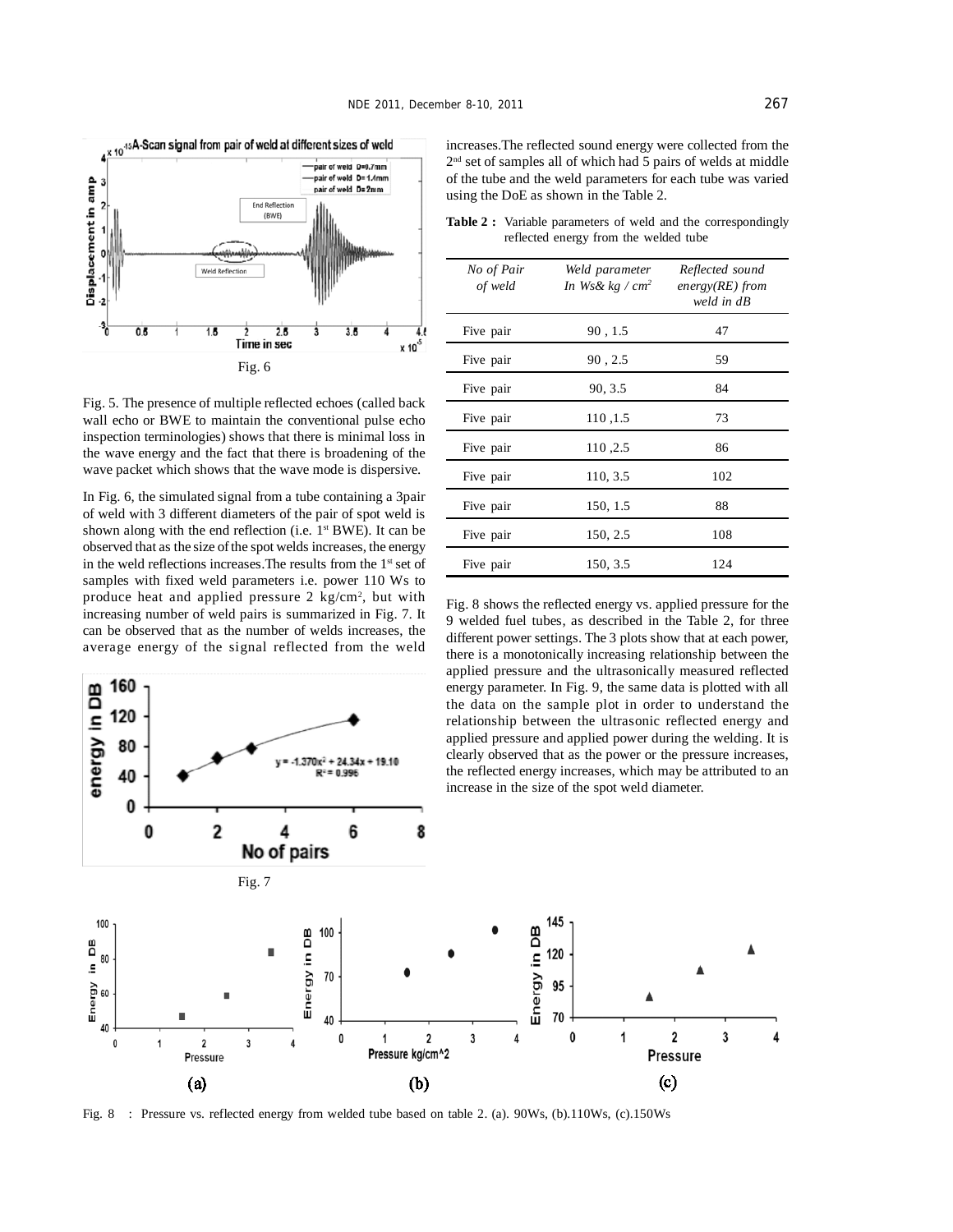Fig. 6

Fig. 5. The presence of multiple reflected echoes (called back wall echo or BWE to maintain the conventional pulse echo inspection terminologies) shows that there is minimal loss in the wave energy and the fact that there is broadening of the wave packet which shows that the wave mode is dispersive.

In Fig. 6, the simulated signal from a tube containing a 3pair of weld with 3 different diameters of the pair of spot weld is shown along with the end reflection (i.e. 1st BWE). It can be observed that as the size of the spot welds increases, the energy in the weld reflections increases.The results from the 1st set of samples with fixed weld parameters i.e. power 110 Ws to produce heat and applied pressure 2 kg/cm$^2$, but with increasing number of weld pairs is summarized in Fig. 7. It can be observed that as the number of welds increases, the average energy of the signal reflected from the weld increases.The reflected sound energy were collected from the 2nd set of samples all of which had 5 pairs of welds at middle of the tube and the weld parameters for each tube was varied using the DoE as shown in the Table 2.

Fig. 7

**Table 2 :** Variable parameters of weld and the correspondingly reflected energy from the welded tube

| *No of Pair of weld* | *Weld parameter In Ws& kg / cm$^2$* | *Reflected sound energy(RE) from weld in dB* |
|---|---|---|
| Five pair | 90 , 1.5 | 47 |
| Five pair | 90 , 2.5 | 59 |
| Five pair | 90, 3.5 | 84 |
| Five pair | 110 ,1.5 | 73 |
| Five pair | 110 ,2.5 | 86 |
| Five pair | 110, 3.5 | 102 |
| Five pair | 150, 1.5 | 88 |
| Five pair | 150, 2.5 | 108 |
| Five pair | 150, 3.5 | 124 |

Fig. 8 shows the reflected energy vs. applied pressure for the 9 welded fuel tubes, as described in the Table 2, for three different power settings. The 3 plots show that at each power, there is a monotonically increasing relationship between the applied pressure and the ultrasonically measured reflected energy parameter. In Fig. 9, the same data is plotted with all the data on the sample plot in order to understand the relationship between the ultrasonic reflected energy and applied pressure and applied power during the welding. It is clearly observed that as the power or the pressure increases, the reflected energy increases, which may be attributed to an increase in the size of the spot weld diameter.

Fig. 8 : Pressure vs. reflected energy from welded tube based on table 2. (a). 90Ws, (b).110Ws, (c).150Ws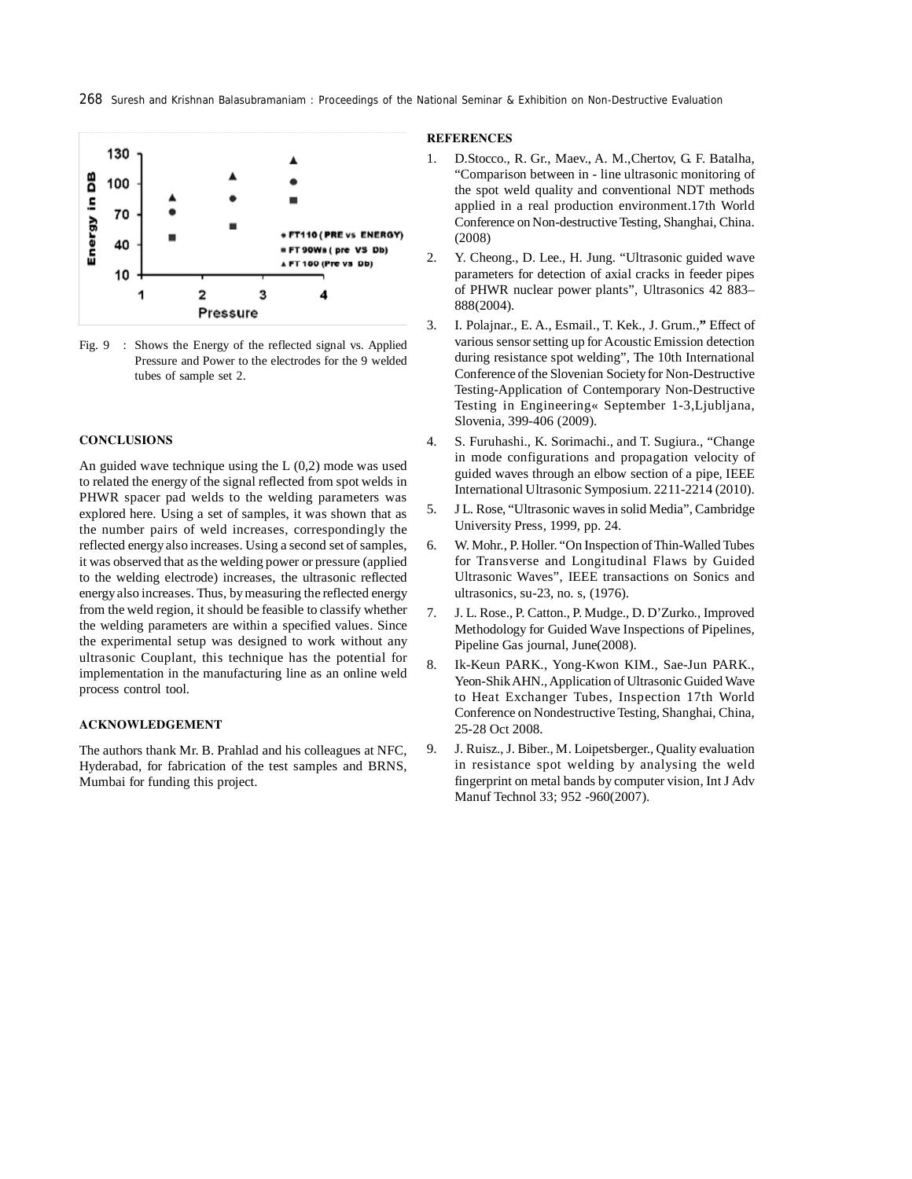Energy in DB

130
100
70
40
10

1 2 3 4

Pressure

• FT110 ( PRE vs ENERGY)
▪ FT 90Ws ( pre VS Db)
▲ FT 160 (Pre vs Db)

Fig. 9 : Shows the Energy of the reflected signal vs. Applied Pressure and Power to the electrodes for the 9 welded tubes of sample set 2.

## CONCLUSIONS

An guided wave technique using the L (0,2) mode was used to related the energy of the signal reflected from spot welds in PHWR spacer pad welds to the welding parameters was explored here. Using a set of samples, it was shown that as the number pairs of weld increases, correspondingly the reflected energy also increases. Using a second set of samples, it was observed that as the welding power or pressure (applied to the welding electrode) increases, the ultrasonic reflected energy also increases. Thus, by measuring the reflected energy from the weld region, it should be feasible to classify whether the welding parameters are within a specified values. Since the experimental setup was designed to work without any ultrasonic Couplant, this technique has the potential for implementation in the manufacturing line as an online weld process control tool.

## ACKNOWLEDGEMENT

The authors thank Mr. B. Prahlad and his colleagues at NFC, Hyderabad, for fabrication of the test samples and BRNS, Mumbai for funding this project.

## REFERENCES

1. D.Stocco., R. Gr., Maev., A. M.,Chertov, G. F. Batalha, "Comparison between in - line ultrasonic monitoring of the spot weld quality and conventional NDT methods applied in a real production environment.17th World Conference on Non-destructive Testing, Shanghai, China. (2008)
2. Y. Cheong., D. Lee., H. Jung. "Ultrasonic guided wave parameters for detection of axial cracks in feeder pipes of PHWR nuclear power plants", Ultrasonics 42 883–888(2004).
3. I. Polajnar., E. A., Esmail., T. Kek., J. Grum.," Effect of various sensor setting up for Acoustic Emission detection during resistance spot welding", The 10th International Conference of the Slovenian Society for Non-Destructive Testing-Application of Contemporary Non-Destructive Testing in Engineering« September 1-3,Ljubljana, Slovenia, 399-406 (2009).
4. S. Furuhashi., K. Sorimachi., and T. Sugiura., "Change in mode configurations and propagation velocity of guided waves through an elbow section of a pipe, IEEE International Ultrasonic Symposium. 2211-2214 (2010).
5. J L. Rose, "Ultrasonic waves in solid Media", Cambridge University Press, 1999, pp. 24.
6. W. Mohr., P. Holler. "On Inspection of Thin-Walled Tubes for Transverse and Longitudinal Flaws by Guided Ultrasonic Waves", IEEE transactions on Sonics and ultrasonics, su-23, no. s, (1976).
7. J. L. Rose., P. Catton., P. Mudge., D. D'Zurko., Improved Methodology for Guided Wave Inspections of Pipelines, Pipeline Gas journal, June(2008).
8. Ik-Keun PARK., Yong-Kwon KIM., Sae-Jun PARK., Yeon-Shik AHN., Application of Ultrasonic Guided Wave to Heat Exchanger Tubes, Inspection 17th World Conference on Nondestructive Testing, Shanghai, China, 25-28 Oct 2008.
9. J. Ruisz., J. Biber., M. Loipetsberger., Quality evaluation in resistance spot welding by analysing the weld fingerprint on metal bands by computer vision, Int J Adv Manuf Technol 33; 952 -960(2007).